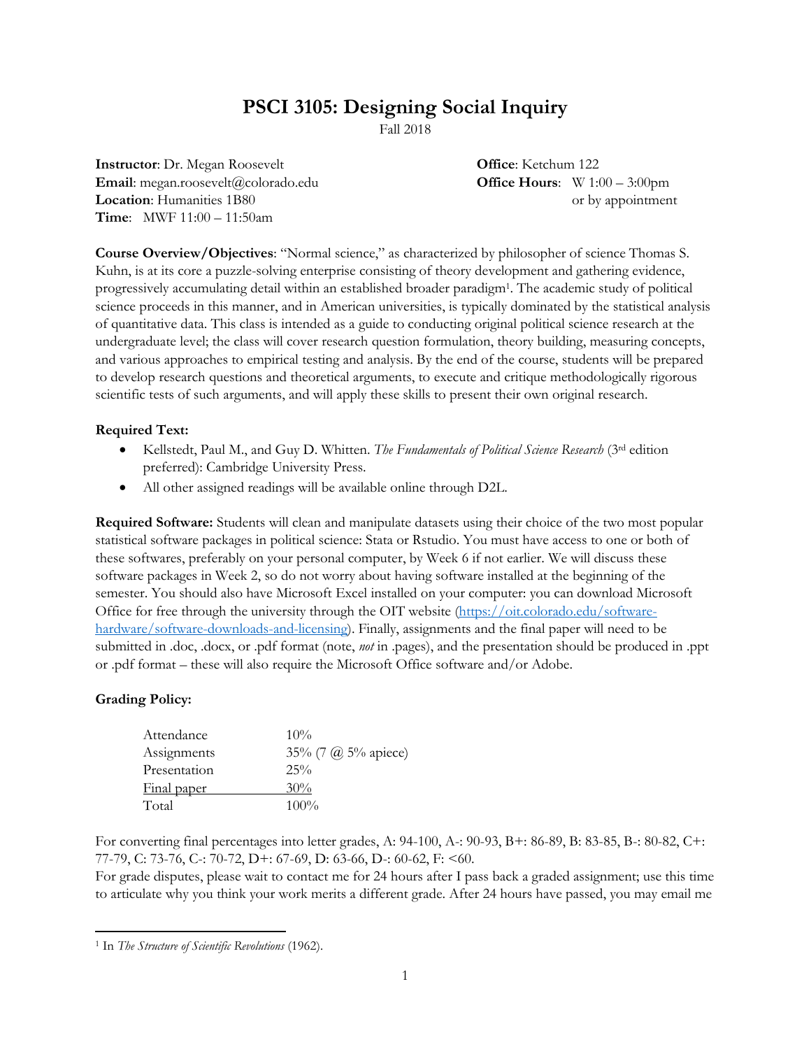# PSCI 3105: Designing Social Inquiry

Fall 2018

**Instructor**: Dr. Megan Roosevelt
**Email**: megan.roosevelt@colorado.edu
**Location**: Humanities 1B80
**Time**: MWF 11:00 – 11:50am

**Office**: Ketchum 122
**Office Hours**: W 1:00 – 3:00pm or by appointment

**Course Overview/Objectives**: "Normal science," as characterized by philosopher of science Thomas S. Kuhn, is at its core a puzzle-solving enterprise consisting of theory development and gathering evidence, progressively accumulating detail within an established broader paradigm[1]. The academic study of political science proceeds in this manner, and in American universities, is typically dominated by the statistical analysis of quantitative data. This class is intended as a guide to conducting original political science research at the undergraduate level; the class will cover research question formulation, theory building, measuring concepts, and various approaches to empirical testing and analysis. By the end of the course, students will be prepared to develop research questions and theoretical arguments, to execute and critique methodologically rigorous scientific tests of such arguments, and will apply these skills to present their own original research.

**Required Text:**

- Kellstedt, Paul M., and Guy D. Whitten. *The Fundamentals of Political Science Research* (3rd edition preferred): Cambridge University Press.
- All other assigned readings will be available online through D2L.

**Required Software:** Students will clean and manipulate datasets using their choice of the two most popular statistical software packages in political science: Stata or Rstudio. You must have access to one or both of these softwares, preferably on your personal computer, by Week 6 if not earlier. We will discuss these software packages in Week 2, so do not worry about having software installed at the beginning of the semester. You should also have Microsoft Excel installed on your computer: you can download Microsoft Office for free through the university through the OIT website (https://oit.colorado.edu/software-hardware/software-downloads-and-licensing). Finally, assignments and the final paper will need to be submitted in .doc, .docx, or .pdf format (note, *not* in .pages), and the presentation should be produced in .ppt or .pdf format – these will also require the Microsoft Office software and/or Adobe.

**Grading Policy:**

| | |
|---|---|
| Attendance | 10% |
| Assignments | 35% (7 @ 5% apiece) |
| Presentation | 25% |
| Final paper | 30% |
| Total | 100% |

For converting final percentages into letter grades, A: 94-100, A-: 90-93, B+: 86-89, B: 83-85, B-: 80-82, C+: 77-79, C: 73-76, C-: 70-72, D+: 67-69, D: 63-66, D-: 60-62, F: <60.
For grade disputes, please wait to contact me for 24 hours after I pass back a graded assignment; use this time to articulate why you think your work merits a different grade. After 24 hours have passed, you may email me

[1] In *The Structure of Scientific Revolutions* (1962).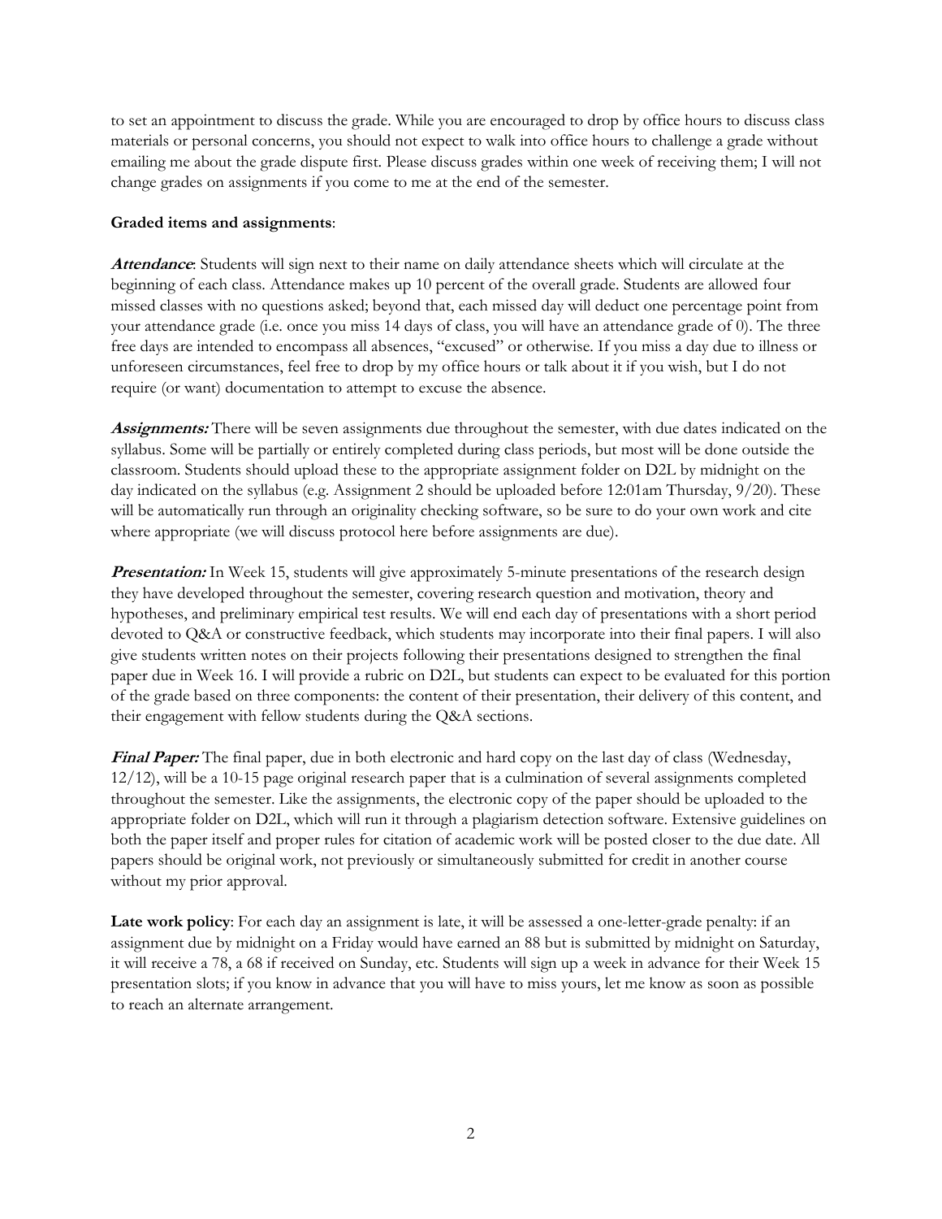to set an appointment to discuss the grade. While you are encouraged to drop by office hours to discuss class materials or personal concerns, you should not expect to walk into office hours to challenge a grade without emailing me about the grade dispute first. Please discuss grades within one week of receiving them; I will not change grades on assignments if you come to me at the end of the semester.

**Graded items and assignments**:

***Attendance***: Students will sign next to their name on daily attendance sheets which will circulate at the beginning of each class. Attendance makes up 10 percent of the overall grade. Students are allowed four missed classes with no questions asked; beyond that, each missed day will deduct one percentage point from your attendance grade (i.e. once you miss 14 days of class, you will have an attendance grade of 0). The three free days are intended to encompass all absences, "excused" or otherwise. If you miss a day due to illness or unforeseen circumstances, feel free to drop by my office hours or talk about it if you wish, but I do not require (or want) documentation to attempt to excuse the absence.

***Assignments:*** There will be seven assignments due throughout the semester, with due dates indicated on the syllabus. Some will be partially or entirely completed during class periods, but most will be done outside the classroom. Students should upload these to the appropriate assignment folder on D2L by midnight on the day indicated on the syllabus (e.g. Assignment 2 should be uploaded before 12:01am Thursday, 9/20). These will be automatically run through an originality checking software, so be sure to do your own work and cite where appropriate (we will discuss protocol here before assignments are due).

***Presentation:*** In Week 15, students will give approximately 5-minute presentations of the research design they have developed throughout the semester, covering research question and motivation, theory and hypotheses, and preliminary empirical test results. We will end each day of presentations with a short period devoted to Q&A or constructive feedback, which students may incorporate into their final papers. I will also give students written notes on their projects following their presentations designed to strengthen the final paper due in Week 16. I will provide a rubric on D2L, but students can expect to be evaluated for this portion of the grade based on three components: the content of their presentation, their delivery of this content, and their engagement with fellow students during the Q&A sections.

***Final Paper:*** The final paper, due in both electronic and hard copy on the last day of class (Wednesday, 12/12), will be a 10-15 page original research paper that is a culmination of several assignments completed throughout the semester. Like the assignments, the electronic copy of the paper should be uploaded to the appropriate folder on D2L, which will run it through a plagiarism detection software. Extensive guidelines on both the paper itself and proper rules for citation of academic work will be posted closer to the due date. All papers should be original work, not previously or simultaneously submitted for credit in another course without my prior approval.

**Late work policy**: For each day an assignment is late, it will be assessed a one-letter-grade penalty: if an assignment due by midnight on a Friday would have earned an 88 but is submitted by midnight on Saturday, it will receive a 78, a 68 if received on Sunday, etc. Students will sign up a week in advance for their Week 15 presentation slots; if you know in advance that you will have to miss yours, let me know as soon as possible to reach an alternate arrangement.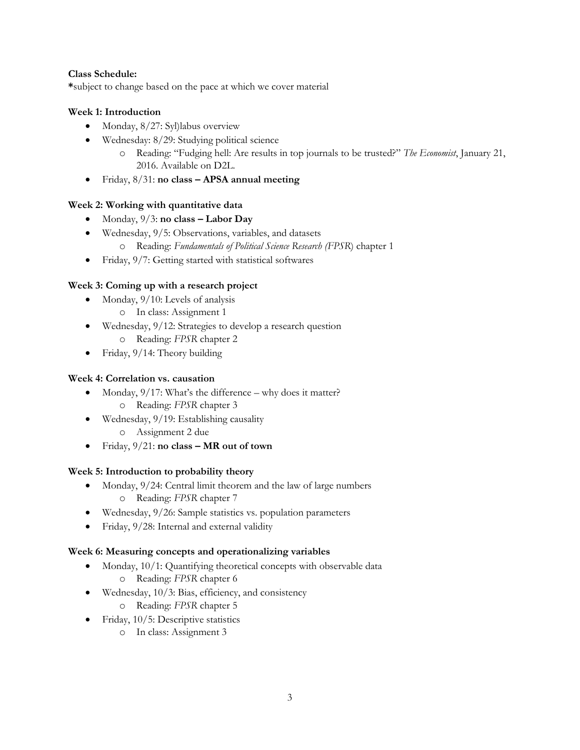**Class Schedule:**
*subject to change based on the pace at which we cover material

**Week 1: Introduction**

- Monday, 8/27: Syl)labus overview
- Wednesday: 8/29: Studying political science
  - Reading: "Fudging hell: Are results in top journals to be trusted?" *The Economist*, January 21, 2016. Available on D2L.
- Friday, 8/31: **no class – APSA annual meeting**

**Week 2: Working with quantitative data**

- Monday, 9/3: **no class – Labor Day**
- Wednesday, 9/5: Observations, variables, and datasets
  - Reading: *Fundamentals of Political Science Research (FPSR*) chapter 1
- Friday, 9/7: Getting started with statistical softwares

**Week 3: Coming up with a research project**

- Monday, 9/10: Levels of analysis
  - In class: Assignment 1
- Wednesday, 9/12: Strategies to develop a research question
  - Reading: *FPSR* chapter 2
- Friday, 9/14: Theory building

**Week 4: Correlation vs. causation**

- Monday, 9/17: What's the difference – why does it matter?
  - Reading: *FPSR* chapter 3
- Wednesday, 9/19: Establishing causality
  - Assignment 2 due
- Friday, 9/21: **no class – MR out of town**

**Week 5: Introduction to probability theory**

- Monday, 9/24: Central limit theorem and the law of large numbers
  - Reading: *FPSR* chapter 7
- Wednesday, 9/26: Sample statistics vs. population parameters
- Friday, 9/28: Internal and external validity

**Week 6: Measuring concepts and operationalizing variables**

- Monday, 10/1: Quantifying theoretical concepts with observable data
  - Reading: *FPSR* chapter 6
- Wednesday, 10/3: Bias, efficiency, and consistency
  - Reading: *FPSR* chapter 5
- Friday, 10/5: Descriptive statistics
  - In class: Assignment 3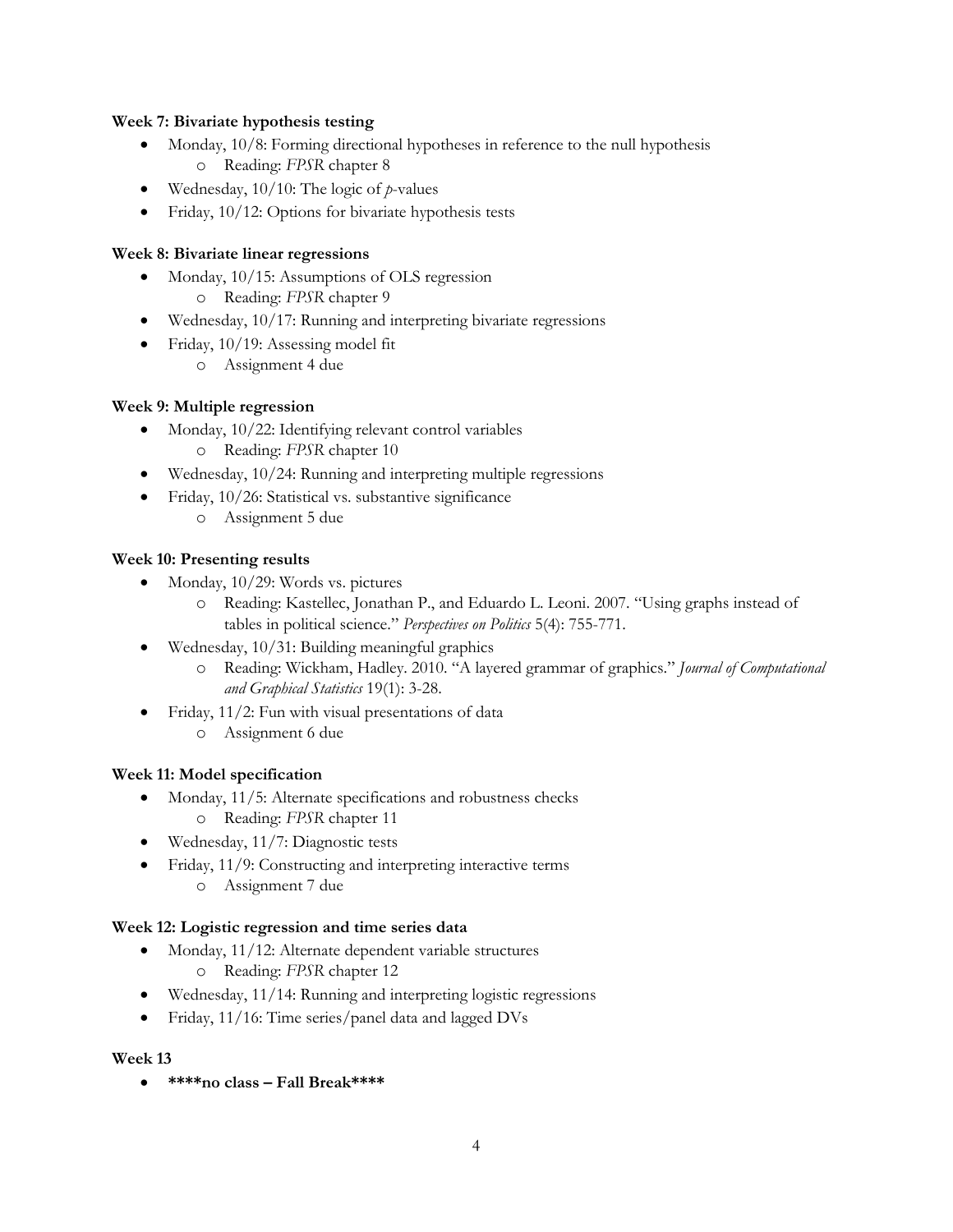**Week 7: Bivariate hypothesis testing**

- Monday, 10/8: Forming directional hypotheses in reference to the null hypothesis
    - Reading: *FPSR* chapter 8
- Wednesday, 10/10: The logic of *p*-values
- Friday, 10/12: Options for bivariate hypothesis tests

**Week 8: Bivariate linear regressions**

- Monday, 10/15: Assumptions of OLS regression
    - Reading: *FPSR* chapter 9
- Wednesday, 10/17: Running and interpreting bivariate regressions
- Friday, 10/19: Assessing model fit
    - Assignment 4 due

**Week 9: Multiple regression**

- Monday, 10/22: Identifying relevant control variables
    - Reading: *FPSR* chapter 10
- Wednesday, 10/24: Running and interpreting multiple regressions
- Friday, 10/26: Statistical vs. substantive significance
    - Assignment 5 due

**Week 10: Presenting results**

- Monday, 10/29: Words vs. pictures
    - Reading: Kastellec, Jonathan P., and Eduardo L. Leoni. 2007. "Using graphs instead of tables in political science." *Perspectives on Politics* 5(4): 755-771.
- Wednesday, 10/31: Building meaningful graphics
    - Reading: Wickham, Hadley. 2010. "A layered grammar of graphics." *Journal of Computational and Graphical Statistics* 19(1): 3-28.
- Friday, 11/2: Fun with visual presentations of data
    - Assignment 6 due

**Week 11: Model specification**

- Monday, 11/5: Alternate specifications and robustness checks
    - Reading: *FPSR* chapter 11
- Wednesday, 11/7: Diagnostic tests
- Friday, 11/9: Constructing and interpreting interactive terms
    - Assignment 7 due

**Week 12: Logistic regression and time series data**

- Monday, 11/12: Alternate dependent variable structures
    - Reading: *FPSR* chapter 12
- Wednesday, 11/14: Running and interpreting logistic regressions
- Friday, 11/16: Time series/panel data and lagged DVs

**Week 13**

- **\*\*\*\*no class – Fall Break\*\*\*\***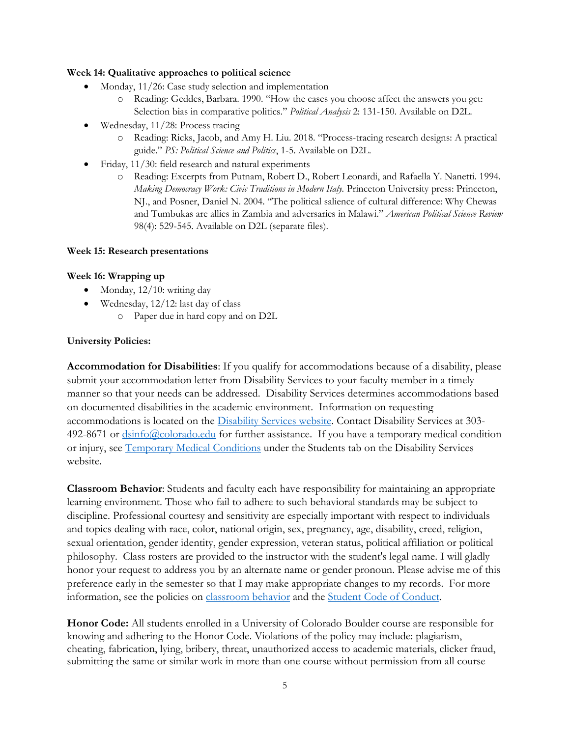**Week 14: Qualitative approaches to political science**

- Monday, 11/26: Case study selection and implementation
  - Reading: Geddes, Barbara. 1990. "How the cases you choose affect the answers you get: Selection bias in comparative politics." *Political Analysis* 2: 131-150. Available on D2L.
- Wednesday, 11/28: Process tracing
  - Reading: Ricks, Jacob, and Amy H. Liu. 2018. "Process-tracing research designs: A practical guide." *PS: Political Science and Politics*, 1-5. Available on D2L.
- Friday, 11/30: field research and natural experiments
  - Reading: Excerpts from Putnam, Robert D., Robert Leonardi, and Rafaella Y. Nanetti. 1994. *Making Democracy Work: Civic Traditions in Modern Italy.* Princeton University press: Princeton, NJ., and Posner, Daniel N. 2004. "The political salience of cultural difference: Why Chewas and Tumbukas are allies in Zambia and adversaries in Malawi." *American Political Science Review* 98(4): 529-545. Available on D2L (separate files).

**Week 15: Research presentations**

**Week 16: Wrapping up**

- Monday, 12/10: writing day
- Wednesday, 12/12: last day of class
  - Paper due in hard copy and on D2L

**University Policies:**

**Accommodation for Disabilities**: If you qualify for accommodations because of a disability, please submit your accommodation letter from Disability Services to your faculty member in a timely manner so that your needs can be addressed. Disability Services determines accommodations based on documented disabilities in the academic environment. Information on requesting accommodations is located on the Disability Services website. Contact Disability Services at 303-492-8671 or dsinfo@colorado.edu for further assistance. If you have a temporary medical condition or injury, see Temporary Medical Conditions under the Students tab on the Disability Services website.

**Classroom Behavior**: Students and faculty each have responsibility for maintaining an appropriate learning environment. Those who fail to adhere to such behavioral standards may be subject to discipline. Professional courtesy and sensitivity are especially important with respect to individuals and topics dealing with race, color, national origin, sex, pregnancy, age, disability, creed, religion, sexual orientation, gender identity, gender expression, veteran status, political affiliation or political philosophy. Class rosters are provided to the instructor with the student's legal name. I will gladly honor your request to address you by an alternate name or gender pronoun. Please advise me of this preference early in the semester so that I may make appropriate changes to my records. For more information, see the policies on classroom behavior and the Student Code of Conduct.

**Honor Code:** All students enrolled in a University of Colorado Boulder course are responsible for knowing and adhering to the Honor Code. Violations of the policy may include: plagiarism, cheating, fabrication, lying, bribery, threat, unauthorized access to academic materials, clicker fraud, submitting the same or similar work in more than one course without permission from all course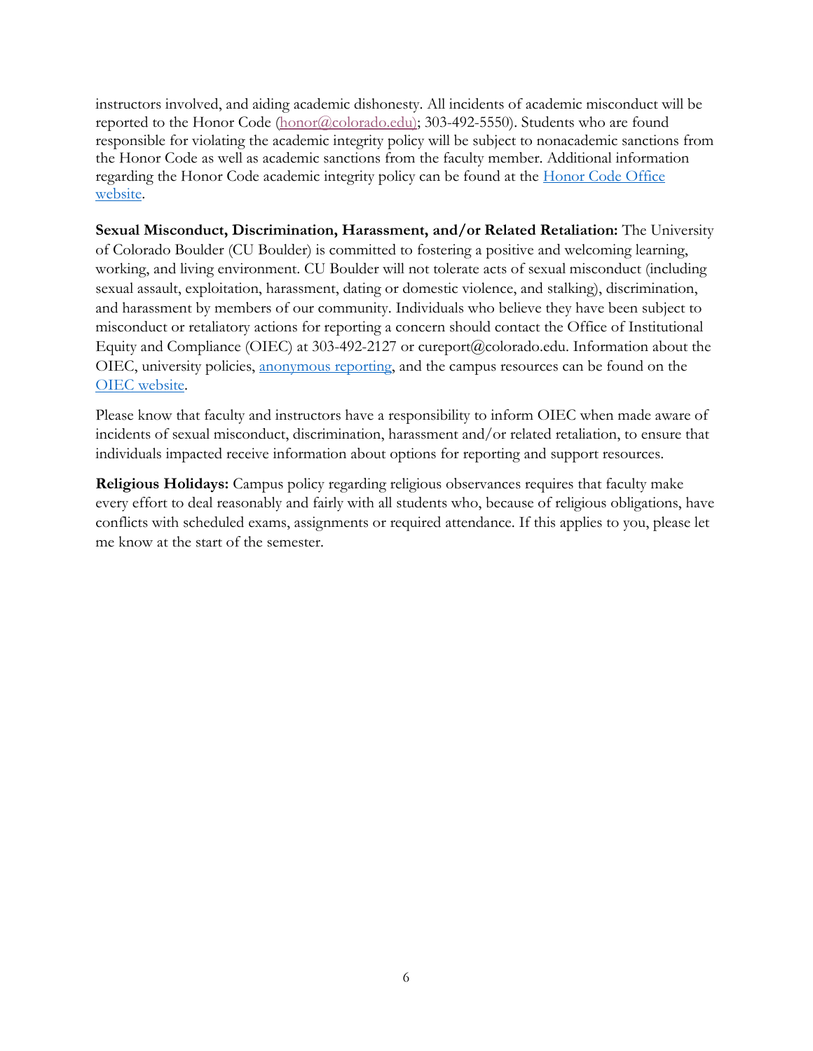instructors involved, and aiding academic dishonesty. All incidents of academic misconduct will be reported to the Honor Code (honor@colorado.edu); 303-492-5550). Students who are found responsible for violating the academic integrity policy will be subject to nonacademic sanctions from the Honor Code as well as academic sanctions from the faculty member. Additional information regarding the Honor Code academic integrity policy can be found at the Honor Code Office website.

**Sexual Misconduct, Discrimination, Harassment, and/or Related Retaliation:** The University of Colorado Boulder (CU Boulder) is committed to fostering a positive and welcoming learning, working, and living environment. CU Boulder will not tolerate acts of sexual misconduct (including sexual assault, exploitation, harassment, dating or domestic violence, and stalking), discrimination, and harassment by members of our community. Individuals who believe they have been subject to misconduct or retaliatory actions for reporting a concern should contact the Office of Institutional Equity and Compliance (OIEC) at 303-492-2127 or cureport@colorado.edu. Information about the OIEC, university policies, anonymous reporting, and the campus resources can be found on the OIEC website.

Please know that faculty and instructors have a responsibility to inform OIEC when made aware of incidents of sexual misconduct, discrimination, harassment and/or related retaliation, to ensure that individuals impacted receive information about options for reporting and support resources.

**Religious Holidays:** Campus policy regarding religious observances requires that faculty make every effort to deal reasonably and fairly with all students who, because of religious obligations, have conflicts with scheduled exams, assignments or required attendance. If this applies to you, please let me know at the start of the semester.